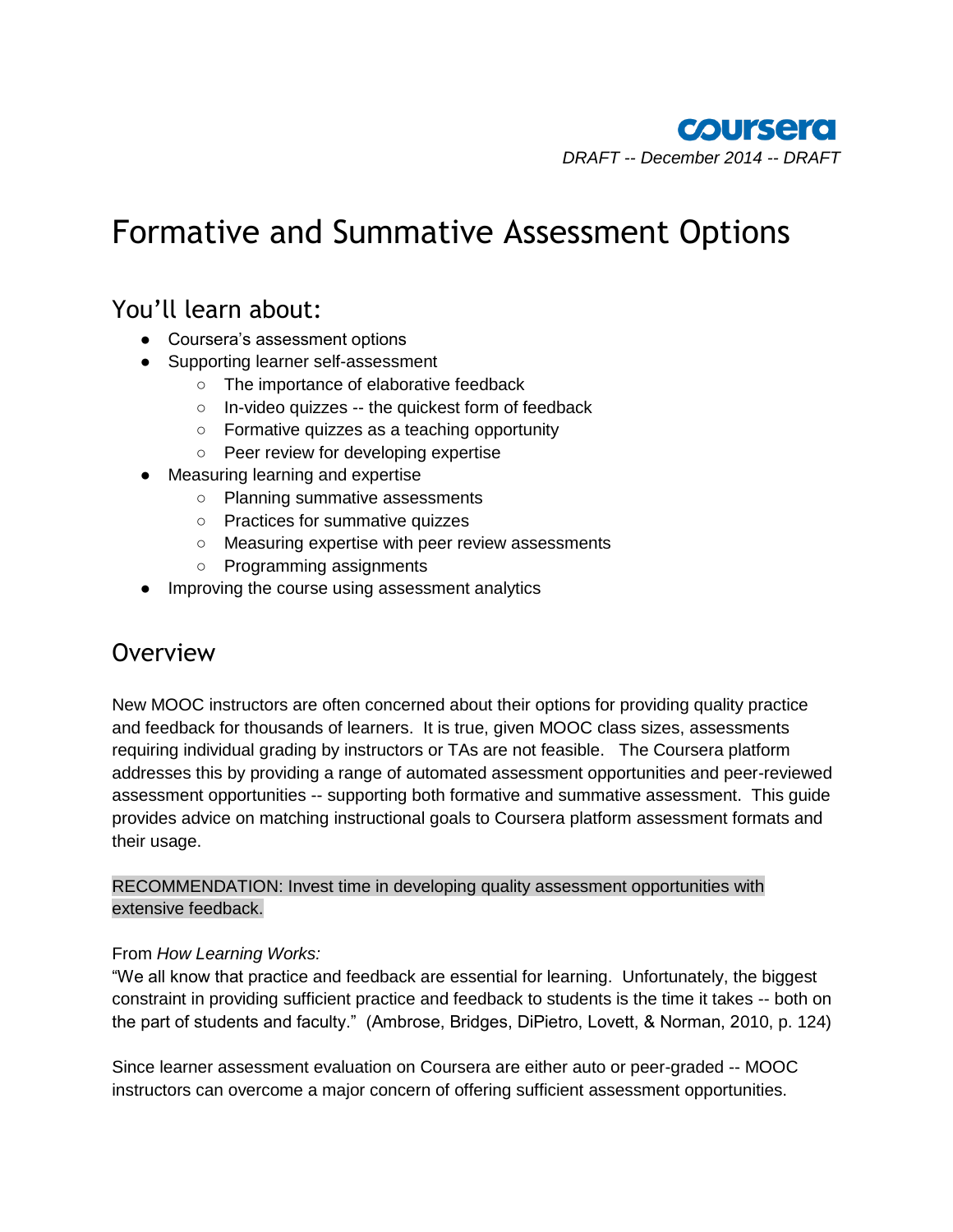coursera

*DRAFT -- December 2014 -- DRAFT*

# Formative and Summative Assessment Options

## You'll learn about:

- Coursera's assessment options
- Supporting learner self-assessment
    - The importance of elaborative feedback
    - In-video quizzes -- the quickest form of feedback
    - Formative quizzes as a teaching opportunity
    - Peer review for developing expertise
- Measuring learning and expertise
    - Planning summative assessments
    - Practices for summative quizzes
    - Measuring expertise with peer review assessments
    - Programming assignments
- Improving the course using assessment analytics

## Overview

New MOOC instructors are often concerned about their options for providing quality practice and feedback for thousands of learners. It is true, given MOOC class sizes, assessments requiring individual grading by instructors or TAs are not feasible. The Coursera platform addresses this by providing a range of automated assessment opportunities and peer-reviewed assessment opportunities -- supporting both formative and summative assessment. This guide provides advice on matching instructional goals to Coursera platform assessment formats and their usage.

RECOMMENDATION: Invest time in developing quality assessment opportunities with extensive feedback.

From *How Learning Works:*
"We all know that practice and feedback are essential for learning. Unfortunately, the biggest constraint in providing sufficient practice and feedback to students is the time it takes -- both on the part of students and faculty." (Ambrose, Bridges, DiPietro, Lovett, & Norman, 2010, p. 124)

Since learner assessment evaluation on Coursera are either auto or peer-graded -- MOOC instructors can overcome a major concern of offering sufficient assessment opportunities.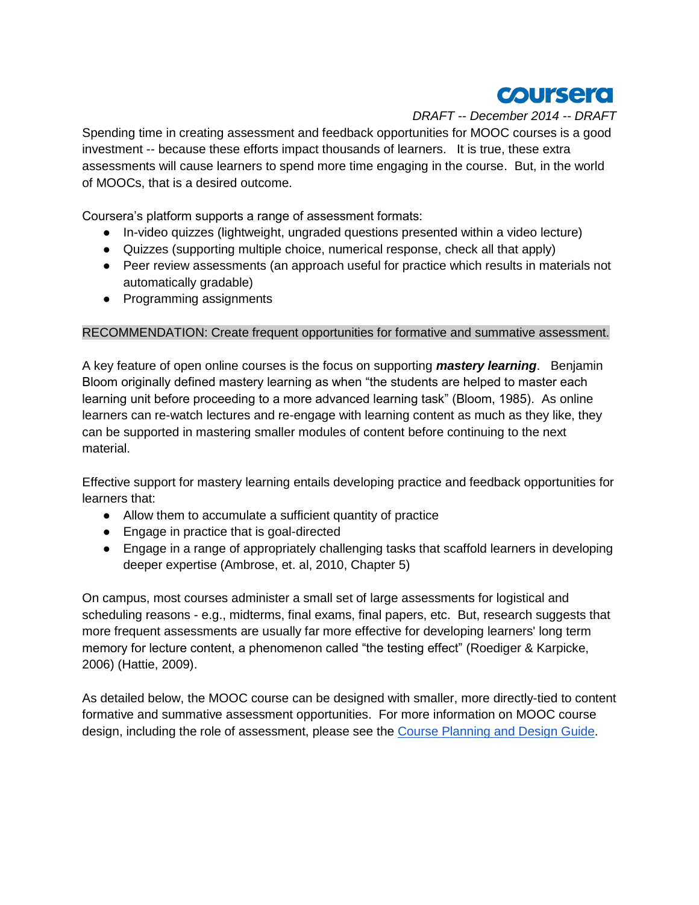Spending time in creating assessment and feedback opportunities for MOOC courses is a good investment -- because these efforts impact thousands of learners. It is true, these extra assessments will cause learners to spend more time engaging in the course. But, in the world of MOOCs, that is a desired outcome.

Coursera's platform supports a range of assessment formats:

- In-video quizzes (lightweight, ungraded questions presented within a video lecture)
- Quizzes (supporting multiple choice, numerical response, check all that apply)
- Peer review assessments (an approach useful for practice which results in materials not automatically gradable)
- Programming assignments

RECOMMENDATION: Create frequent opportunities for formative and summative assessment.

A key feature of open online courses is the focus on supporting ***mastery learning***. Benjamin Bloom originally defined mastery learning as when "the students are helped to master each learning unit before proceeding to a more advanced learning task" (Bloom, 1985). As online learners can re-watch lectures and re-engage with learning content as much as they like, they can be supported in mastering smaller modules of content before continuing to the next material.

Effective support for mastery learning entails developing practice and feedback opportunities for learners that:

- Allow them to accumulate a sufficient quantity of practice
- Engage in practice that is goal-directed
- Engage in a range of appropriately challenging tasks that scaffold learners in developing deeper expertise (Ambrose, et. al, 2010, Chapter 5)

On campus, most courses administer a small set of large assessments for logistical and scheduling reasons - e.g., midterms, final exams, final papers, etc. But, research suggests that more frequent assessments are usually far more effective for developing learners' long term memory for lecture content, a phenomenon called "the testing effect" (Roediger & Karpicke, 2006) (Hattie, 2009).

As detailed below, the MOOC course can be designed with smaller, more directly-tied to content formative and summative assessment opportunities. For more information on MOOC course design, including the role of assessment, please see the [Course Planning and Design Guide](#).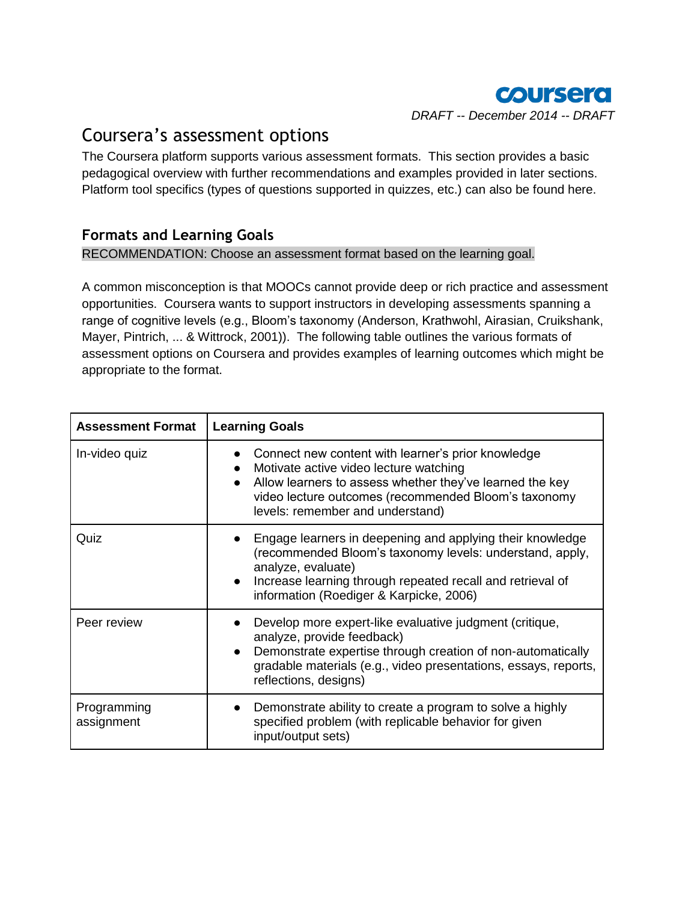DRAFT -- December 2014 -- DRAFT

# Coursera's assessment options

The Coursera platform supports various assessment formats. This section provides a basic pedagogical overview with further recommendations and examples provided in later sections. Platform tool specifics (types of questions supported in quizzes, etc.) can also be found here.

## Formats and Learning Goals

RECOMMENDATION: Choose an assessment format based on the learning goal.

A common misconception is that MOOCs cannot provide deep or rich practice and assessment opportunities. Coursera wants to support instructors in developing assessments spanning a range of cognitive levels (e.g., Bloom's taxonomy (Anderson, Krathwohl, Airasian, Cruikshank, Mayer, Pintrich, ... & Wittrock, 2001)). The following table outlines the various formats of assessment options on Coursera and provides examples of learning outcomes which might be appropriate to the format.

| Assessment Format | Learning Goals |
|---|---|
| In-video quiz | • Connect new content with learner's prior knowledge<br>• Motivate active video lecture watching<br>• Allow learners to assess whether they've learned the key video lecture outcomes (recommended Bloom's taxonomy levels: remember and understand) |
| Quiz | • Engage learners in deepening and applying their knowledge (recommended Bloom's taxonomy levels: understand, apply, analyze, evaluate)<br>• Increase learning through repeated recall and retrieval of information (Roediger & Karpicke, 2006) |
| Peer review | • Develop more expert-like evaluative judgment (critique, analyze, provide feedback)<br>• Demonstrate expertise through creation of non-automatically gradable materials (e.g., video presentations, essays, reports, reflections, designs) |
| Programming assignment | • Demonstrate ability to create a program to solve a highly specified problem (with replicable behavior for given input/output sets) |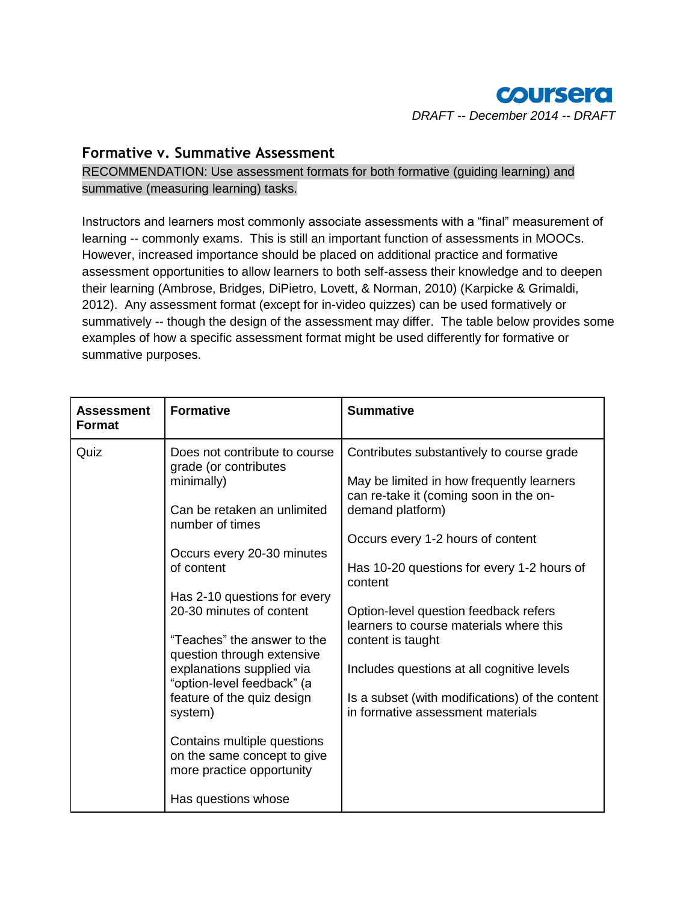## Formative v. Summative Assessment

RECOMMENDATION: Use assessment formats for both formative (guiding learning) and summative (measuring learning) tasks.

Instructors and learners most commonly associate assessments with a "final" measurement of learning -- commonly exams. This is still an important function of assessments in MOOCs. However, increased importance should be placed on additional practice and formative assessment opportunities to allow learners to both self-assess their knowledge and to deepen their learning (Ambrose, Bridges, DiPietro, Lovett, & Norman, 2010) (Karpicke & Grimaldi, 2012). Any assessment format (except for in-video quizzes) can be used formatively or summatively -- though the design of the assessment may differ. The table below provides some examples of how a specific assessment format might be used differently for formative or summative purposes.

| Assessment Format | Formative | Summative |
|---|---|---|
| Quiz | Does not contribute to course grade (or contributes minimally)<br><br>Can be retaken an unlimited number of times<br><br>Occurs every 20-30 minutes of content<br><br>Has 2-10 questions for every 20-30 minutes of content<br><br>"Teaches" the answer to the question through extensive explanations supplied via "option-level feedback" (a feature of the quiz design system)<br><br>Contains multiple questions on the same concept to give more practice opportunity<br><br>Has questions whose | Contributes substantively to course grade<br><br>May be limited in how frequently learners can re-take it (coming soon in the on-demand platform)<br><br>Occurs every 1-2 hours of content<br><br>Has 10-20 questions for every 1-2 hours of content<br><br>Option-level question feedback refers learners to course materials where this content is taught<br><br>Includes questions at all cognitive levels<br><br>Is a subset (with modifications) of the content in formative assessment materials |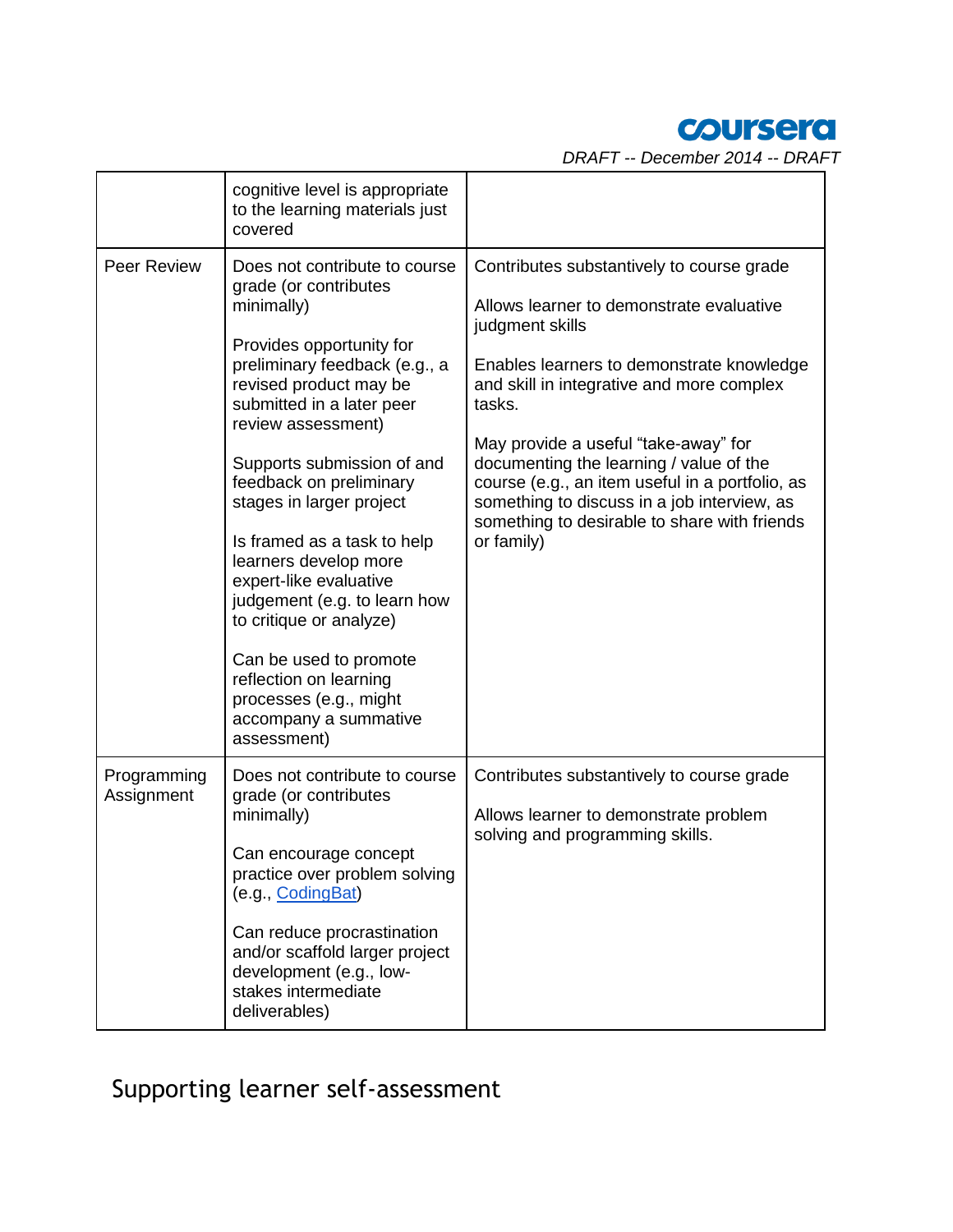| | | |
|---|---|---|
| | cognitive level is appropriate to the learning materials just covered | |
| Peer Review | Does not contribute to course grade (or contributes minimally)<br><br>Provides opportunity for preliminary feedback (e.g., a revised product may be submitted in a later peer review assessment)<br><br>Supports submission of and feedback on preliminary stages in larger project<br><br>Is framed as a task to help learners develop more expert-like evaluative judgement (e.g. to learn how to critique or analyze)<br><br>Can be used to promote reflection on learning processes (e.g., might accompany a summative assessment) | Contributes substantively to course grade<br><br>Allows learner to demonstrate evaluative judgment skills<br><br>Enables learners to demonstrate knowledge and skill in integrative and more complex tasks.<br><br>May provide a useful "take-away" for documenting the learning / value of the course (e.g., an item useful in a portfolio, as something to discuss in a job interview, as something to desirable to share with friends or family) |
| Programming Assignment | Does not contribute to course grade (or contributes minimally)<br><br>Can encourage concept practice over problem solving (e.g., CodingBat)<br><br>Can reduce procrastination and/or scaffold larger project development (e.g., low-stakes intermediate deliverables) | Contributes substantively to course grade<br><br>Allows learner to demonstrate problem solving and programming skills. |

## Supporting learner self-assessment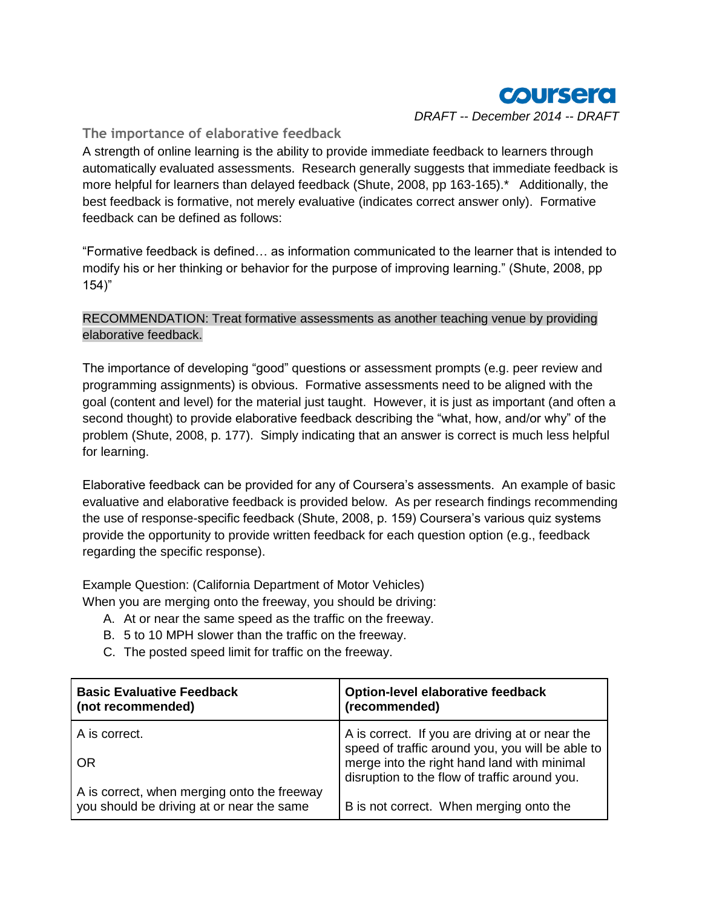## The importance of elaborative feedback

A strength of online learning is the ability to provide immediate feedback to learners through automatically evaluated assessments. Research generally suggests that immediate feedback is more helpful for learners than delayed feedback (Shute, 2008, pp 163-165).* Additionally, the best feedback is formative, not merely evaluative (indicates correct answer only). Formative feedback can be defined as follows:

"Formative feedback is defined… as information communicated to the learner that is intended to modify his or her thinking or behavior for the purpose of improving learning." (Shute, 2008, pp 154)"

RECOMMENDATION: Treat formative assessments as another teaching venue by providing elaborative feedback.

The importance of developing "good" questions or assessment prompts (e.g. peer review and programming assignments) is obvious. Formative assessments need to be aligned with the goal (content and level) for the material just taught. However, it is just as important (and often a second thought) to provide elaborative feedback describing the "what, how, and/or why" of the problem (Shute, 2008, p. 177). Simply indicating that an answer is correct is much less helpful for learning.

Elaborative feedback can be provided for any of Coursera's assessments. An example of basic evaluative and elaborative feedback is provided below. As per research findings recommending the use of response-specific feedback (Shute, 2008, p. 159) Coursera's various quiz systems provide the opportunity to provide written feedback for each question option (e.g., feedback regarding the specific response).

Example Question: (California Department of Motor Vehicles)
When you are merging onto the freeway, you should be driving:

A. At or near the same speed as the traffic on the freeway.
B. 5 to 10 MPH slower than the traffic on the freeway.
C. The posted speed limit for traffic on the freeway.

| **Basic Evaluative Feedback (not recommended)** | **Option-level elaborative feedback (recommended)** |
|---|---|
| A is correct.<br><br>OR<br><br>A is correct, when merging onto the freeway you should be driving at or near the same | A is correct. If you are driving at or near the speed of traffic around you, you will be able to merge into the right hand land with minimal disruption to the flow of traffic around you.<br><br>B is not correct. When merging onto the |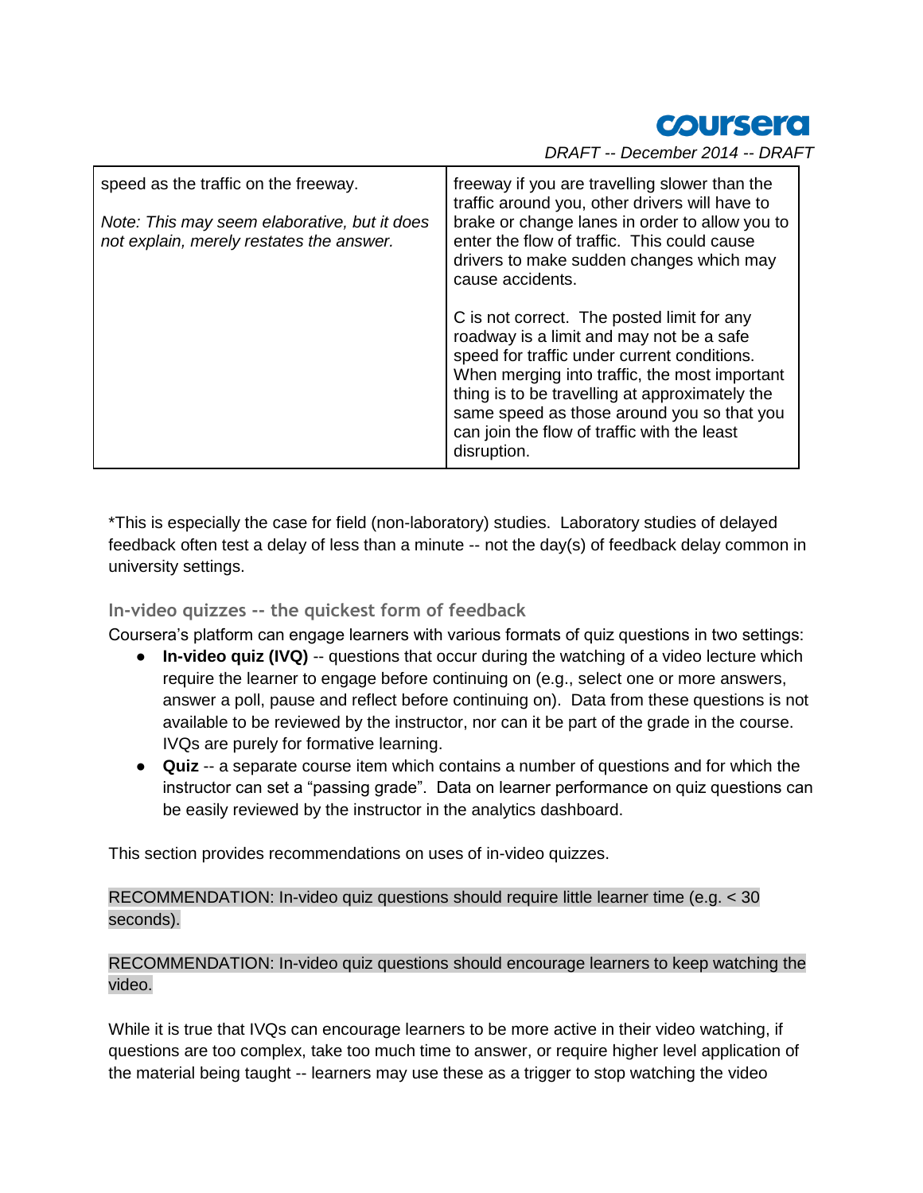| | |
|---|---|
| speed as the traffic on the freeway.<br><br>*Note: This may seem elaborative, but it does not explain, merely restates the answer.* | freeway if you are travelling slower than the traffic around you, other drivers will have to brake or change lanes in order to allow you to enter the flow of traffic. This could cause drivers to make sudden changes which may cause accidents.<br><br>C is not correct. The posted limit for any roadway is a limit and may not be a safe speed for traffic under current conditions. When merging into traffic, the most important thing is to be travelling at approximately the same speed as those around you so that you can join the flow of traffic with the least disruption. |

*This is especially the case for field (non-laboratory) studies. Laboratory studies of delayed feedback often test a delay of less than a minute -- not the day(s) of feedback delay common in university settings.

### In-video quizzes -- the quickest form of feedback

Coursera's platform can engage learners with various formats of quiz questions in two settings:

- **In-video quiz (IVQ)** -- questions that occur during the watching of a video lecture which require the learner to engage before continuing on (e.g., select one or more answers, answer a poll, pause and reflect before continuing on). Data from these questions is not available to be reviewed by the instructor, nor can it be part of the grade in the course. IVQs are purely for formative learning.
- **Quiz** -- a separate course item which contains a number of questions and for which the instructor can set a "passing grade". Data on learner performance on quiz questions can be easily reviewed by the instructor in the analytics dashboard.

This section provides recommendations on uses of in-video quizzes.

RECOMMENDATION: In-video quiz questions should require little learner time (e.g. < 30 seconds).

RECOMMENDATION: In-video quiz questions should encourage learners to keep watching the video.

While it is true that IVQs can encourage learners to be more active in their video watching, if questions are too complex, take too much time to answer, or require higher level application of the material being taught -- learners may use these as a trigger to stop watching the video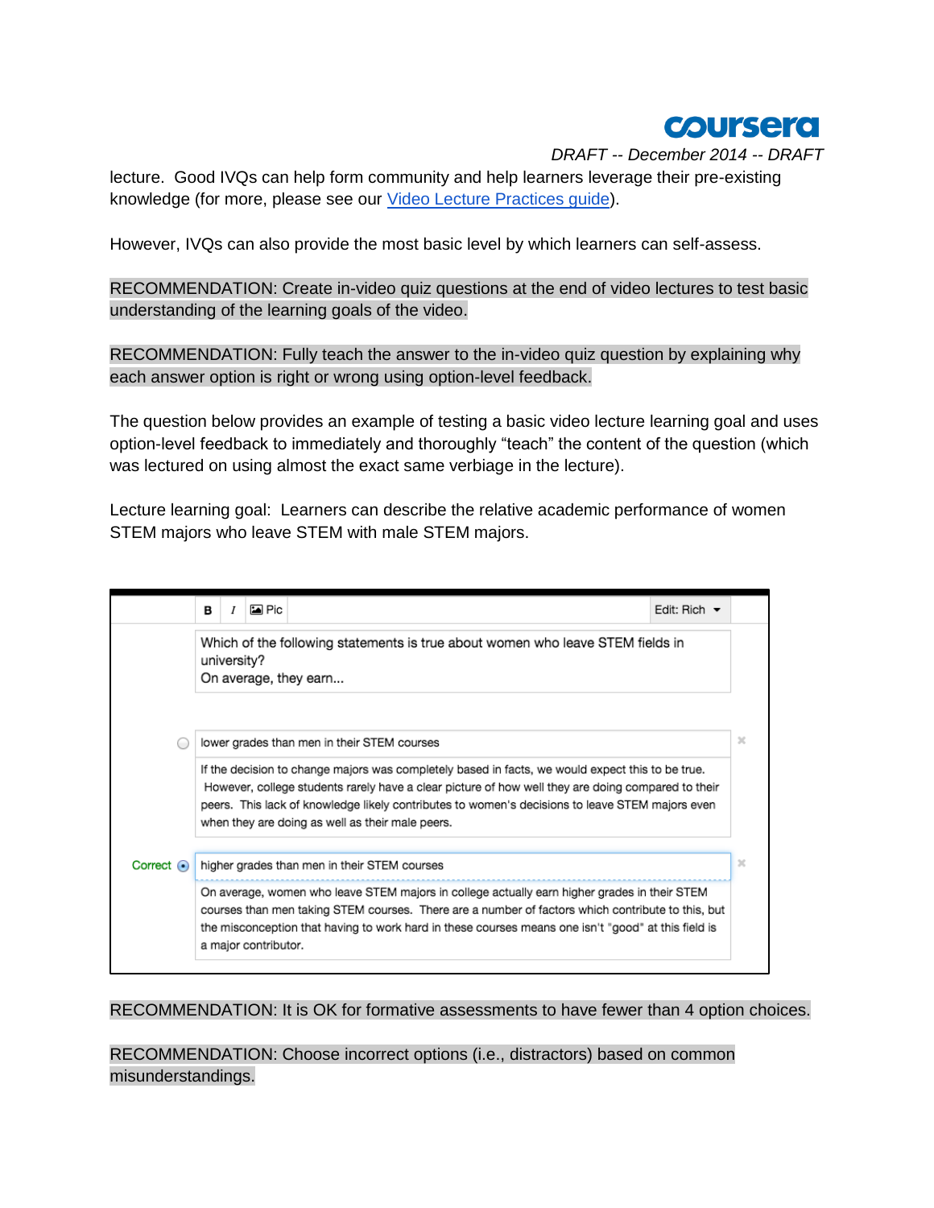lecture. Good IVQs can help form community and help learners leverage their pre-existing knowledge (for more, please see our [Video Lecture Practices guide](#)).

However, IVQs can also provide the most basic level by which learners can self-assess.

RECOMMENDATION: Create in-video quiz questions at the end of video lectures to test basic understanding of the learning goals of the video.

RECOMMENDATION: Fully teach the answer to the in-video quiz question by explaining why each answer option is right or wrong using option-level feedback.

The question below provides an example of testing a basic video lecture learning goal and uses option-level feedback to immediately and thoroughly "teach" the content of the question (which was lectured on using almost the exact same verbiage in the lecture).

Lecture learning goal: Learners can describe the relative academic performance of women STEM majors who leave STEM with male STEM majors.

**B** *I* Pic Edit: Rich

Which of the following statements is true about women who leave STEM fields in university?
On average, they earn...

- lower grades than men in their STEM courses

  If the decision to change majors was completely based in facts, we would expect this to be true. However, college students rarely have a clear picture of how well they are doing compared to their peers. This lack of knowledge likely contributes to women's decisions to leave STEM majors even when they are doing as well as their male peers.

- Correct: higher grades than men in their STEM courses

  On average, women who leave STEM majors in college actually earn higher grades in their STEM courses than men taking STEM courses. There are a number of factors which contribute to this, but the misconception that having to work hard in these courses means one isn't "good" at this field is a major contributor.

RECOMMENDATION: It is OK for formative assessments to have fewer than 4 option choices.

RECOMMENDATION: Choose incorrect options (i.e., distractors) based on common misunderstandings.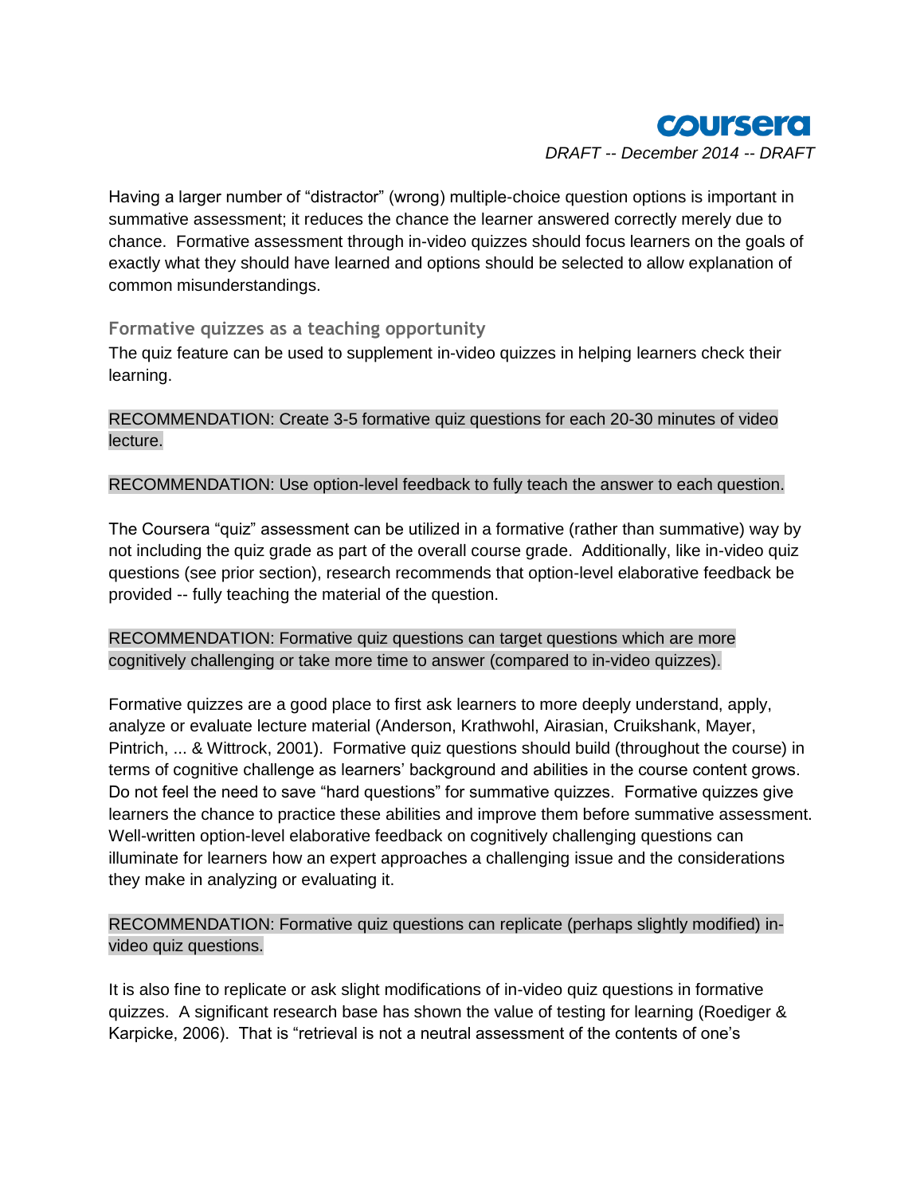Having a larger number of “distractor” (wrong) multiple-choice question options is important in summative assessment; it reduces the chance the learner answered correctly merely due to chance. Formative assessment through in-video quizzes should focus learners on the goals of exactly what they should have learned and options should be selected to allow explanation of common misunderstandings.

### Formative quizzes as a teaching opportunity

The quiz feature can be used to supplement in-video quizzes in helping learners check their learning.

RECOMMENDATION: Create 3-5 formative quiz questions for each 20-30 minutes of video lecture.

RECOMMENDATION: Use option-level feedback to fully teach the answer to each question.

The Coursera “quiz” assessment can be utilized in a formative (rather than summative) way by not including the quiz grade as part of the overall course grade. Additionally, like in-video quiz questions (see prior section), research recommends that option-level elaborative feedback be provided -- fully teaching the material of the question.

RECOMMENDATION: Formative quiz questions can target questions which are more cognitively challenging or take more time to answer (compared to in-video quizzes).

Formative quizzes are a good place to first ask learners to more deeply understand, apply, analyze or evaluate lecture material (Anderson, Krathwohl, Airasian, Cruikshank, Mayer, Pintrich, ... & Wittrock, 2001). Formative quiz questions should build (throughout the course) in terms of cognitive challenge as learners’ background and abilities in the course content grows. Do not feel the need to save “hard questions” for summative quizzes. Formative quizzes give learners the chance to practice these abilities and improve them before summative assessment. Well-written option-level elaborative feedback on cognitively challenging questions can illuminate for learners how an expert approaches a challenging issue and the considerations they make in analyzing or evaluating it.

RECOMMENDATION: Formative quiz questions can replicate (perhaps slightly modified) in-video quiz questions.

It is also fine to replicate or ask slight modifications of in-video quiz questions in formative quizzes. A significant research base has shown the value of testing for learning (Roediger & Karpicke, 2006). That is “retrieval is not a neutral assessment of the contents of one’s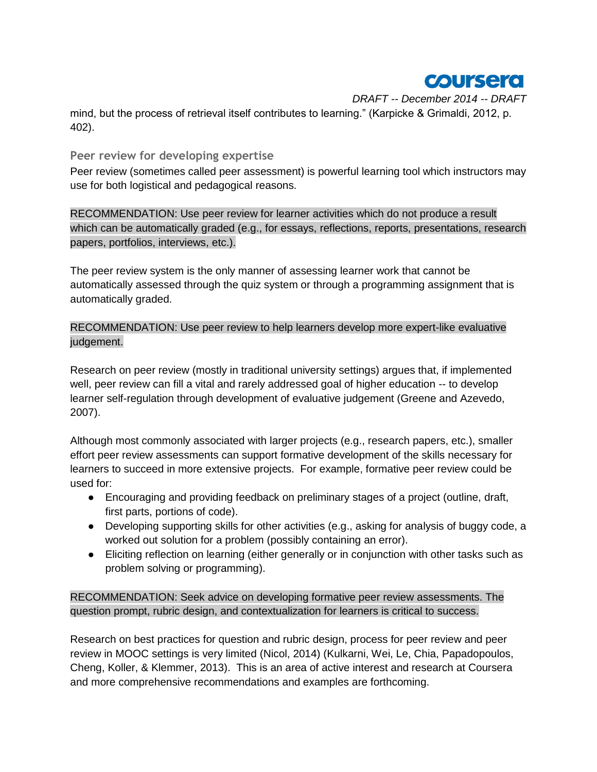mind, but the process of retrieval itself contributes to learning." (Karpicke & Grimaldi, 2012, p. 402).

### Peer review for developing expertise

Peer review (sometimes called peer assessment) is powerful learning tool which instructors may use for both logistical and pedagogical reasons.

RECOMMENDATION: Use peer review for learner activities which do not produce a result which can be automatically graded (e.g., for essays, reflections, reports, presentations, research papers, portfolios, interviews, etc.).

The peer review system is the only manner of assessing learner work that cannot be automatically assessed through the quiz system or through a programming assignment that is automatically graded.

RECOMMENDATION: Use peer review to help learners develop more expert-like evaluative judgement.

Research on peer review (mostly in traditional university settings) argues that, if implemented well, peer review can fill a vital and rarely addressed goal of higher education -- to develop learner self-regulation through development of evaluative judgement (Greene and Azevedo, 2007).

Although most commonly associated with larger projects (e.g., research papers, etc.), smaller effort peer review assessments can support formative development of the skills necessary for learners to succeed in more extensive projects. For example, formative peer review could be used for:

- Encouraging and providing feedback on preliminary stages of a project (outline, draft, first parts, portions of code).
- Developing supporting skills for other activities (e.g., asking for analysis of buggy code, a worked out solution for a problem (possibly containing an error).
- Eliciting reflection on learning (either generally or in conjunction with other tasks such as problem solving or programming).

RECOMMENDATION: Seek advice on developing formative peer review assessments. The question prompt, rubric design, and contextualization for learners is critical to success.

Research on best practices for question and rubric design, process for peer review and peer review in MOOC settings is very limited (Nicol, 2014) (Kulkarni, Wei, Le, Chia, Papadopoulos, Cheng, Koller, & Klemmer, 2013). This is an area of active interest and research at Coursera and more comprehensive recommendations and examples are forthcoming.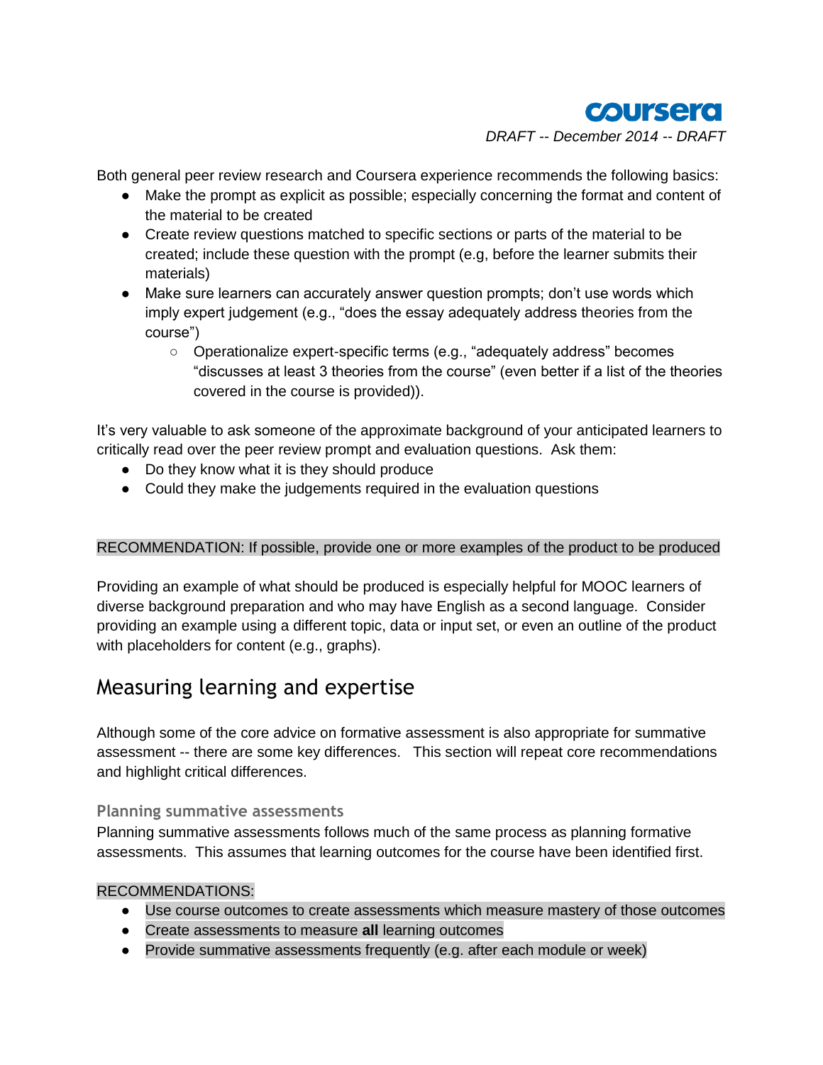Both general peer review research and Coursera experience recommends the following basics:

- Make the prompt as explicit as possible; especially concerning the format and content of the material to be created
- Create review questions matched to specific sections or parts of the material to be created; include these question with the prompt (e.g, before the learner submits their materials)
- Make sure learners can accurately answer question prompts; don't use words which imply expert judgement (e.g., "does the essay adequately address theories from the course")
    - Operationalize expert-specific terms (e.g., "adequately address" becomes "discusses at least 3 theories from the course" (even better if a list of the theories covered in the course is provided)).

It's very valuable to ask someone of the approximate background of your anticipated learners to critically read over the peer review prompt and evaluation questions. Ask them:

- Do they know what it is they should produce
- Could they make the judgements required in the evaluation questions

RECOMMENDATION: If possible, provide one or more examples of the product to be produced

Providing an example of what should be produced is especially helpful for MOOC learners of diverse background preparation and who may have English as a second language. Consider providing an example using a different topic, data or input set, or even an outline of the product with placeholders for content (e.g., graphs).

## Measuring learning and expertise

Although some of the core advice on formative assessment is also appropriate for summative assessment -- there are some key differences. This section will repeat core recommendations and highlight critical differences.

### Planning summative assessments

Planning summative assessments follows much of the same process as planning formative assessments. This assumes that learning outcomes for the course have been identified first.

RECOMMENDATIONS:

- Use course outcomes to create assessments which measure mastery of those outcomes
- Create assessments to measure **all** learning outcomes
- Provide summative assessments frequently (e.g. after each module or week)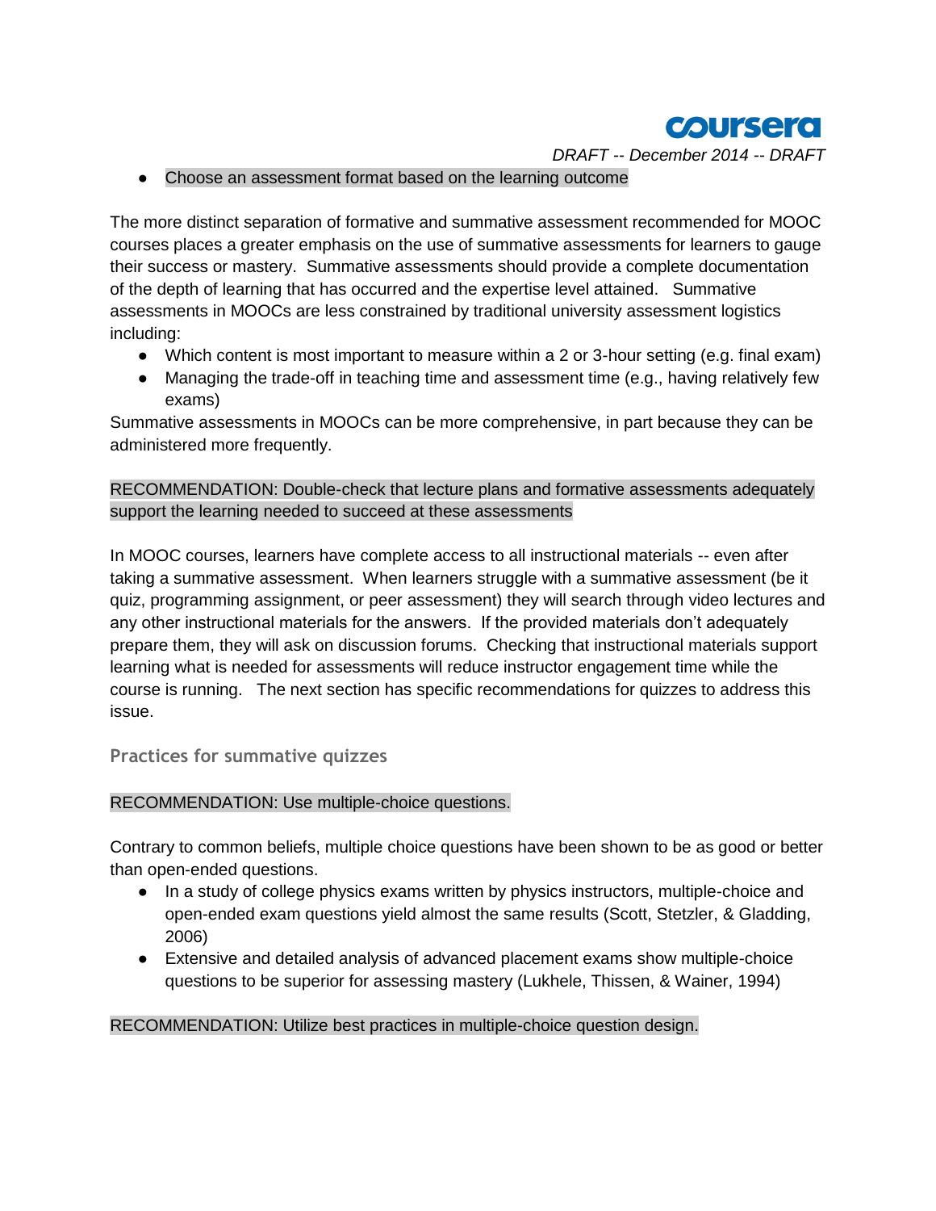- Choose an assessment format based on the learning outcome

The more distinct separation of formative and summative assessment recommended for MOOC courses places a greater emphasis on the use of summative assessments for learners to gauge their success or mastery. Summative assessments should provide a complete documentation of the depth of learning that has occurred and the expertise level attained. Summative assessments in MOOCs are less constrained by traditional university assessment logistics including:

- Which content is most important to measure within a 2 or 3-hour setting (e.g. final exam)
- Managing the trade-off in teaching time and assessment time (e.g., having relatively few exams)

Summative assessments in MOOCs can be more comprehensive, in part because they can be administered more frequently.

RECOMMENDATION: Double-check that lecture plans and formative assessments adequately support the learning needed to succeed at these assessments

In MOOC courses, learners have complete access to all instructional materials -- even after taking a summative assessment. When learners struggle with a summative assessment (be it quiz, programming assignment, or peer assessment) they will search through video lectures and any other instructional materials for the answers. If the provided materials don't adequately prepare them, they will ask on discussion forums. Checking that instructional materials support learning what is needed for assessments will reduce instructor engagement time while the course is running. The next section has specific recommendations for quizzes to address this issue.

### Practices for summative quizzes

RECOMMENDATION: Use multiple-choice questions.

Contrary to common beliefs, multiple choice questions have been shown to be as good or better than open-ended questions.

- In a study of college physics exams written by physics instructors, multiple-choice and open-ended exam questions yield almost the same results (Scott, Stetzler, & Gladding, 2006)
- Extensive and detailed analysis of advanced placement exams show multiple-choice questions to be superior for assessing mastery (Lukhele, Thissen, & Wainer, 1994)

RECOMMENDATION: Utilize best practices in multiple-choice question design.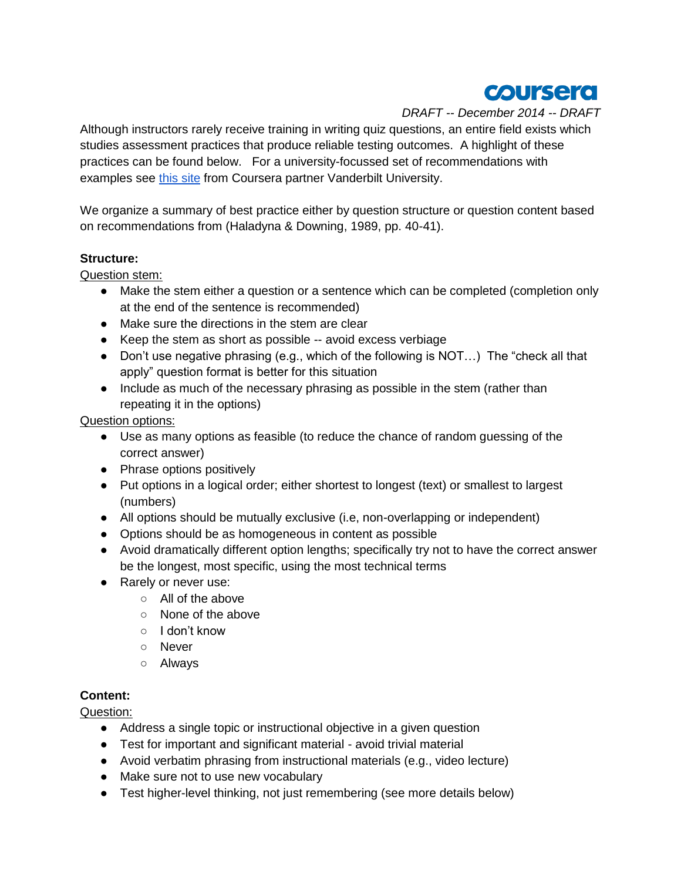*DRAFT -- December 2014 -- DRAFT*

Although instructors rarely receive training in writing quiz questions, an entire field exists which studies assessment practices that produce reliable testing outcomes. A highlight of these practices can be found below. For a university-focussed set of recommendations with examples see this site from Coursera partner Vanderbilt University.

We organize a summary of best practice either by question structure or question content based on recommendations from (Haladyna & Downing, 1989, pp. 40-41).

**Structure:**

Question stem:

- Make the stem either a question or a sentence which can be completed (completion only at the end of the sentence is recommended)
- Make sure the directions in the stem are clear
- Keep the stem as short as possible -- avoid excess verbiage
- Don't use negative phrasing (e.g., which of the following is NOT…) The "check all that apply" question format is better for this situation
- Include as much of the necessary phrasing as possible in the stem (rather than repeating it in the options)

Question options:

- Use as many options as feasible (to reduce the chance of random guessing of the correct answer)
- Phrase options positively
- Put options in a logical order; either shortest to longest (text) or smallest to largest (numbers)
- All options should be mutually exclusive (i.e, non-overlapping or independent)
- Options should be as homogeneous in content as possible
- Avoid dramatically different option lengths; specifically try not to have the correct answer be the longest, most specific, using the most technical terms
- Rarely or never use:
  - All of the above
  - None of the above
  - I don't know
  - Never
  - Always

**Content:**

Question:

- Address a single topic or instructional objective in a given question
- Test for important and significant material - avoid trivial material
- Avoid verbatim phrasing from instructional materials (e.g., video lecture)
- Make sure not to use new vocabulary
- Test higher-level thinking, not just remembering (see more details below)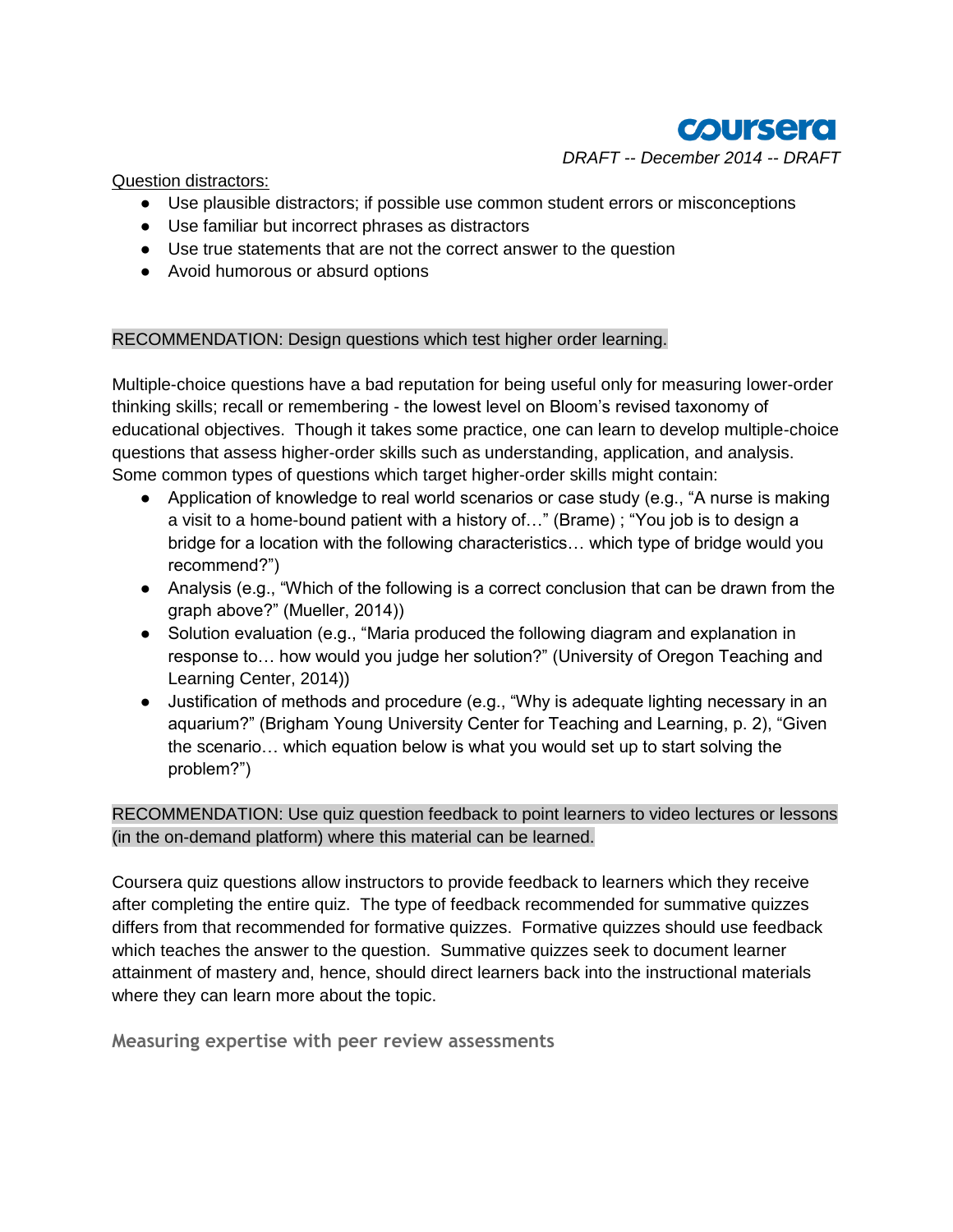Question distractors:

- Use plausible distractors; if possible use common student errors or misconceptions
- Use familiar but incorrect phrases as distractors
- Use true statements that are not the correct answer to the question
- Avoid humorous or absurd options

RECOMMENDATION: Design questions which test higher order learning.

Multiple-choice questions have a bad reputation for being useful only for measuring lower-order thinking skills; recall or remembering - the lowest level on Bloom's revised taxonomy of educational objectives. Though it takes some practice, one can learn to develop multiple-choice questions that assess higher-order skills such as understanding, application, and analysis. Some common types of questions which target higher-order skills might contain:

- Application of knowledge to real world scenarios or case study (e.g., "A nurse is making a visit to a home-bound patient with a history of…" (Brame) ; "You job is to design a bridge for a location with the following characteristics… which type of bridge would you recommend?")
- Analysis (e.g., "Which of the following is a correct conclusion that can be drawn from the graph above?" (Mueller, 2014))
- Solution evaluation (e.g., "Maria produced the following diagram and explanation in response to… how would you judge her solution?" (University of Oregon Teaching and Learning Center, 2014))
- Justification of methods and procedure (e.g., "Why is adequate lighting necessary in an aquarium?" (Brigham Young University Center for Teaching and Learning, p. 2), "Given the scenario… which equation below is what you would set up to start solving the problem?")

RECOMMENDATION: Use quiz question feedback to point learners to video lectures or lessons (in the on-demand platform) where this material can be learned.

Coursera quiz questions allow instructors to provide feedback to learners which they receive after completing the entire quiz. The type of feedback recommended for summative quizzes differs from that recommended for formative quizzes. Formative quizzes should use feedback which teaches the answer to the question. Summative quizzes seek to document learner attainment of mastery and, hence, should direct learners back into the instructional materials where they can learn more about the topic.

### Measuring expertise with peer review assessments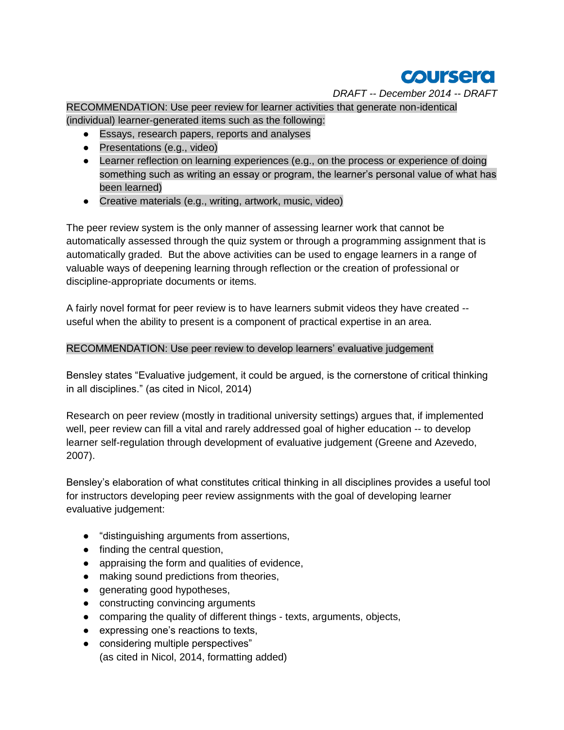RECOMMENDATION: Use peer review for learner activities that generate non-identical (individual) learner-generated items such as the following:

- Essays, research papers, reports and analyses
- Presentations (e.g., video)
- Learner reflection on learning experiences (e.g., on the process or experience of doing something such as writing an essay or program, the learner's personal value of what has been learned)
- Creative materials (e.g., writing, artwork, music, video)

The peer review system is the only manner of assessing learner work that cannot be automatically assessed through the quiz system or through a programming assignment that is automatically graded. But the above activities can be used to engage learners in a range of valuable ways of deepening learning through reflection or the creation of professional or discipline-appropriate documents or items.

A fairly novel format for peer review is to have learners submit videos they have created -- useful when the ability to present is a component of practical expertise in an area.

RECOMMENDATION: Use peer review to develop learners' evaluative judgement

Bensley states "Evaluative judgement, it could be argued, is the cornerstone of critical thinking in all disciplines." (as cited in Nicol, 2014)

Research on peer review (mostly in traditional university settings) argues that, if implemented well, peer review can fill a vital and rarely addressed goal of higher education -- to develop learner self-regulation through development of evaluative judgement (Greene and Azevedo, 2007).

Bensley's elaboration of what constitutes critical thinking in all disciplines provides a useful tool for instructors developing peer review assignments with the goal of developing learner evaluative judgement:

- "distinguishing arguments from assertions,
- finding the central question,
- appraising the form and qualities of evidence,
- making sound predictions from theories,
- generating good hypotheses,
- constructing convincing arguments
- comparing the quality of different things - texts, arguments, objects,
- expressing one's reactions to texts,
- considering multiple perspectives"
  (as cited in Nicol, 2014, formatting added)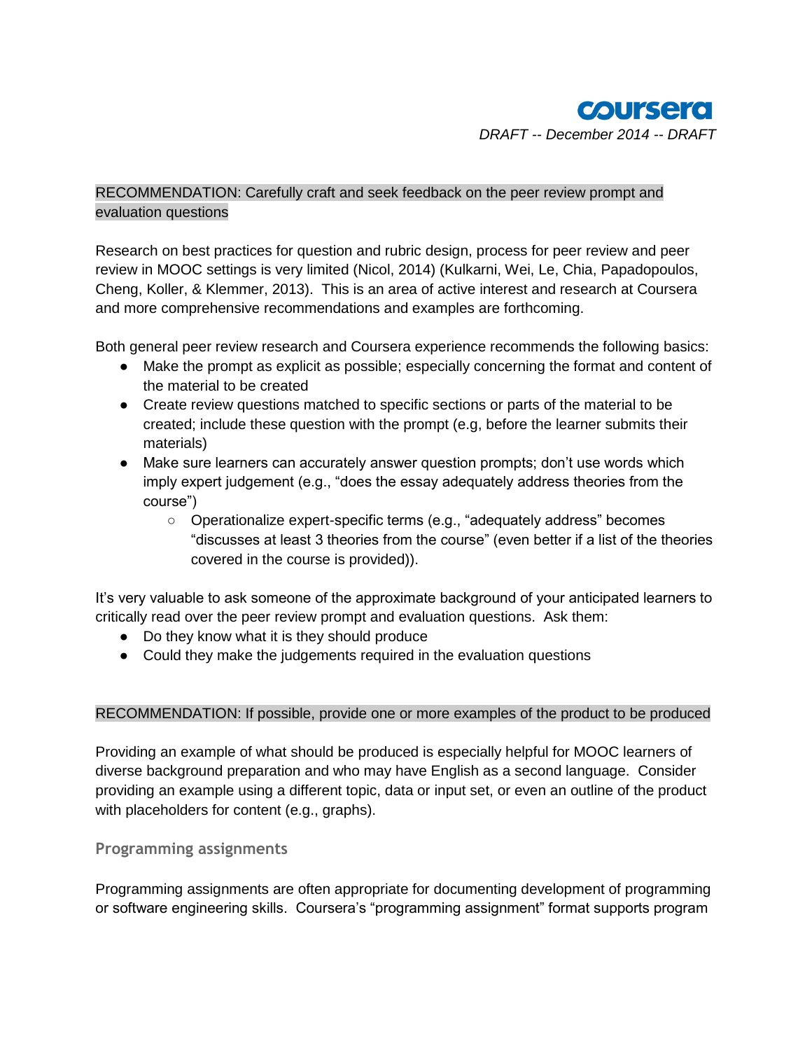RECOMMENDATION: Carefully craft and seek feedback on the peer review prompt and evaluation questions

Research on best practices for question and rubric design, process for peer review and peer review in MOOC settings is very limited (Nicol, 2014) (Kulkarni, Wei, Le, Chia, Papadopoulos, Cheng, Koller, & Klemmer, 2013). This is an area of active interest and research at Coursera and more comprehensive recommendations and examples are forthcoming.

Both general peer review research and Coursera experience recommends the following basics:

- Make the prompt as explicit as possible; especially concerning the format and content of the material to be created
- Create review questions matched to specific sections or parts of the material to be created; include these question with the prompt (e.g, before the learner submits their materials)
- Make sure learners can accurately answer question prompts; don't use words which imply expert judgement (e.g., "does the essay adequately address theories from the course")
    - Operationalize expert-specific terms (e.g., "adequately address" becomes "discusses at least 3 theories from the course" (even better if a list of the theories covered in the course is provided)).

It's very valuable to ask someone of the approximate background of your anticipated learners to critically read over the peer review prompt and evaluation questions. Ask them:

- Do they know what it is they should produce
- Could they make the judgements required in the evaluation questions

RECOMMENDATION: If possible, provide one or more examples of the product to be produced

Providing an example of what should be produced is especially helpful for MOOC learners of diverse background preparation and who may have English as a second language. Consider providing an example using a different topic, data or input set, or even an outline of the product with placeholders for content (e.g., graphs).

### Programming assignments

Programming assignments are often appropriate for documenting development of programming or software engineering skills. Coursera's "programming assignment" format supports program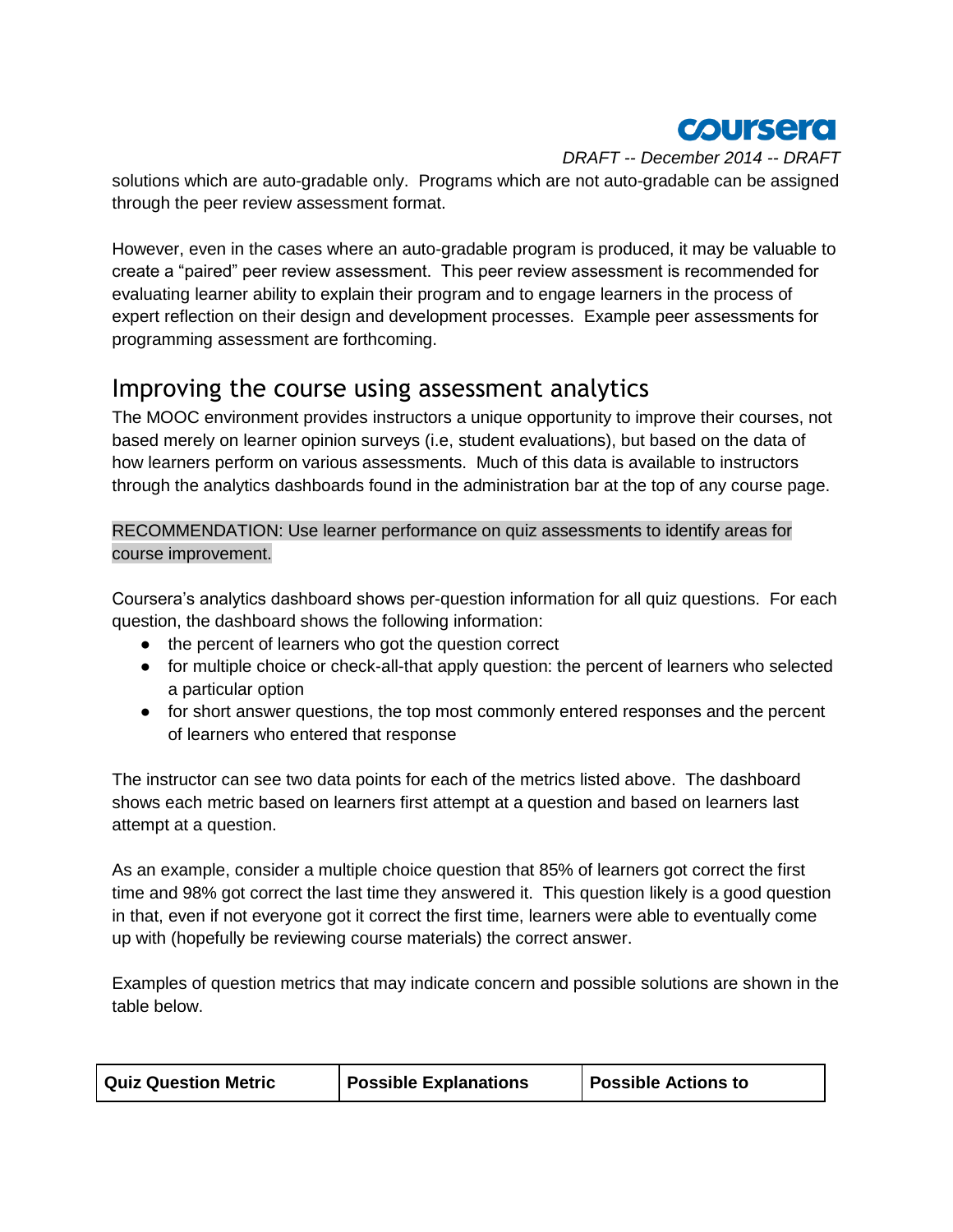solutions which are auto-gradable only. Programs which are not auto-gradable can be assigned through the peer review assessment format.

However, even in the cases where an auto-gradable program is produced, it may be valuable to create a "paired" peer review assessment. This peer review assessment is recommended for evaluating learner ability to explain their program and to engage learners in the process of expert reflection on their design and development processes. Example peer assessments for programming assessment are forthcoming.

## Improving the course using assessment analytics

The MOOC environment provides instructors a unique opportunity to improve their courses, not based merely on learner opinion surveys (i.e, student evaluations), but based on the data of how learners perform on various assessments. Much of this data is available to instructors through the analytics dashboards found in the administration bar at the top of any course page.

RECOMMENDATION: Use learner performance on quiz assessments to identify areas for course improvement.

Coursera's analytics dashboard shows per-question information for all quiz questions. For each question, the dashboard shows the following information:

- the percent of learners who got the question correct
- for multiple choice or check-all-that apply question: the percent of learners who selected a particular option
- for short answer questions, the top most commonly entered responses and the percent of learners who entered that response

The instructor can see two data points for each of the metrics listed above. The dashboard shows each metric based on learners first attempt at a question and based on learners last attempt at a question.

As an example, consider a multiple choice question that 85% of learners got correct the first time and 98% got correct the last time they answered it. This question likely is a good question in that, even if not everyone got it correct the first time, learners were able to eventually come up with (hopefully be reviewing course materials) the correct answer.

Examples of question metrics that may indicate concern and possible solutions are shown in the table below.

| Quiz Question Metric | Possible Explanations | Possible Actions to |
|---|---|---|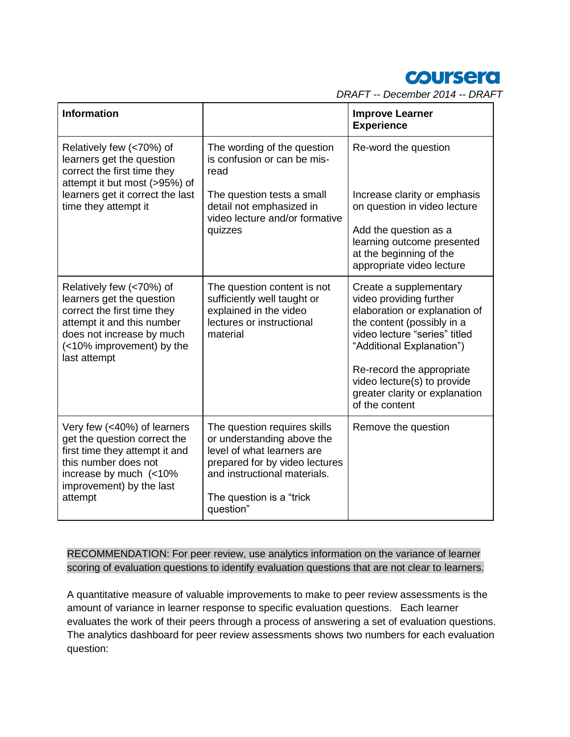| Information | | Improve Learner Experience |
|---|---|---|
| Relatively few (<70%) of learners get the question correct the first time they attempt it but most (>95%) of learners get it correct the last time they attempt it | The wording of the question is confusion or can be mis-read<br><br>The question tests a small detail not emphasized in video lecture and/or formative quizzes | Re-word the question<br><br>Increase clarity or emphasis on question in video lecture<br><br>Add the question as a learning outcome presented at the beginning of the appropriate video lecture |
| Relatively few (<70%) of learners get the question correct the first time they attempt it and this number does not increase by much (<10% improvement) by the last attempt | The question content is not sufficiently well taught or explained in the video lectures or instructional material | Create a supplementary video providing further elaboration or explanation of the content (possibly in a video lecture "series" titled "Additional Explanation")<br><br>Re-record the appropriate video lecture(s) to provide greater clarity or explanation of the content |
| Very few (<40%) of learners get the question correct the first time they attempt it and this number does not increase by much (<10% improvement) by the last attempt | The question requires skills or understanding above the level of what learners are prepared for by video lectures and instructional materials.<br><br>The question is a "trick question" | Remove the question |

RECOMMENDATION: For peer review, use analytics information on the variance of learner scoring of evaluation questions to identify evaluation questions that are not clear to learners.

A quantitative measure of valuable improvements to make to peer review assessments is the amount of variance in learner response to specific evaluation questions. Each learner evaluates the work of their peers through a process of answering a set of evaluation questions. The analytics dashboard for peer review assessments shows two numbers for each evaluation question: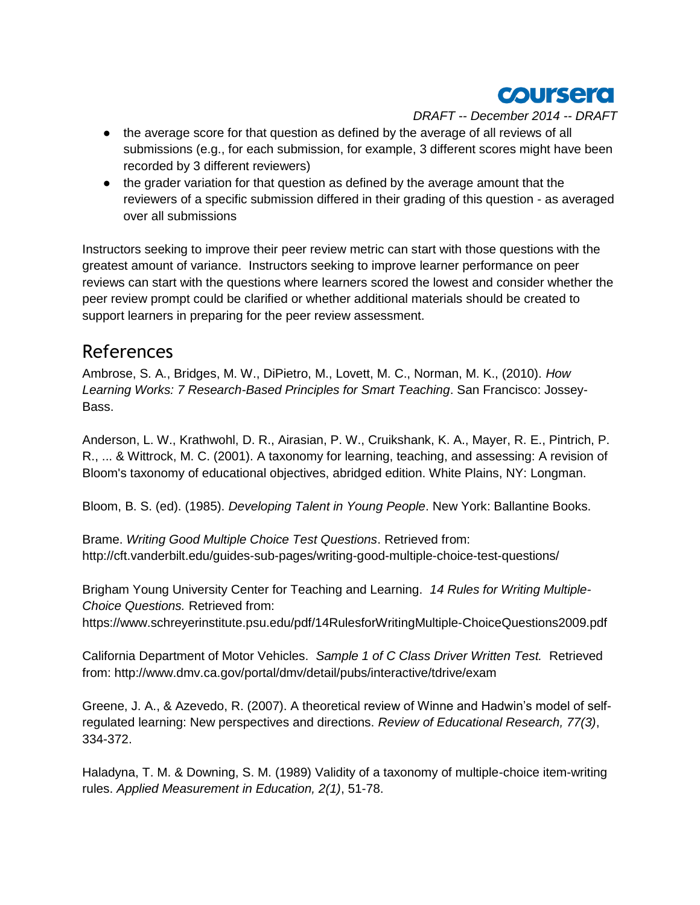- the average score for that question as defined by the average of all reviews of all submissions (e.g., for each submission, for example, 3 different scores might have been recorded by 3 different reviewers)
- the grader variation for that question as defined by the average amount that the reviewers of a specific submission differed in their grading of this question - as averaged over all submissions

Instructors seeking to improve their peer review metric can start with those questions with the greatest amount of variance. Instructors seeking to improve learner performance on peer reviews can start with the questions where learners scored the lowest and consider whether the peer review prompt could be clarified or whether additional materials should be created to support learners in preparing for the peer review assessment.

## References

Ambrose, S. A., Bridges, M. W., DiPietro, M., Lovett, M. C., Norman, M. K., (2010). *How Learning Works: 7 Research-Based Principles for Smart Teaching*. San Francisco: Jossey-Bass.

Anderson, L. W., Krathwohl, D. R., Airasian, P. W., Cruikshank, K. A., Mayer, R. E., Pintrich, P. R., ... & Wittrock, M. C. (2001). A taxonomy for learning, teaching, and assessing: A revision of Bloom's taxonomy of educational objectives, abridged edition. White Plains, NY: Longman.

Bloom, B. S. (ed). (1985). *Developing Talent in Young People*. New York: Ballantine Books.

Brame. *Writing Good Multiple Choice Test Questions*. Retrieved from: http://cft.vanderbilt.edu/guides-sub-pages/writing-good-multiple-choice-test-questions/

Brigham Young University Center for Teaching and Learning. *14 Rules for Writing Multiple-Choice Questions.* Retrieved from: https://www.schreyerinstitute.psu.edu/pdf/14RulesforWritingMultiple-ChoiceQuestions2009.pdf

California Department of Motor Vehicles. *Sample 1 of C Class Driver Written Test.* Retrieved from: http://www.dmv.ca.gov/portal/dmv/detail/pubs/interactive/tdrive/exam

Greene, J. A., & Azevedo, R. (2007). A theoretical review of Winne and Hadwin's model of self-regulated learning: New perspectives and directions. *Review of Educational Research, 77(3)*, 334-372.

Haladyna, T. M. & Downing, S. M. (1989) Validity of a taxonomy of multiple-choice item-writing rules. *Applied Measurement in Education, 2(1)*, 51-78.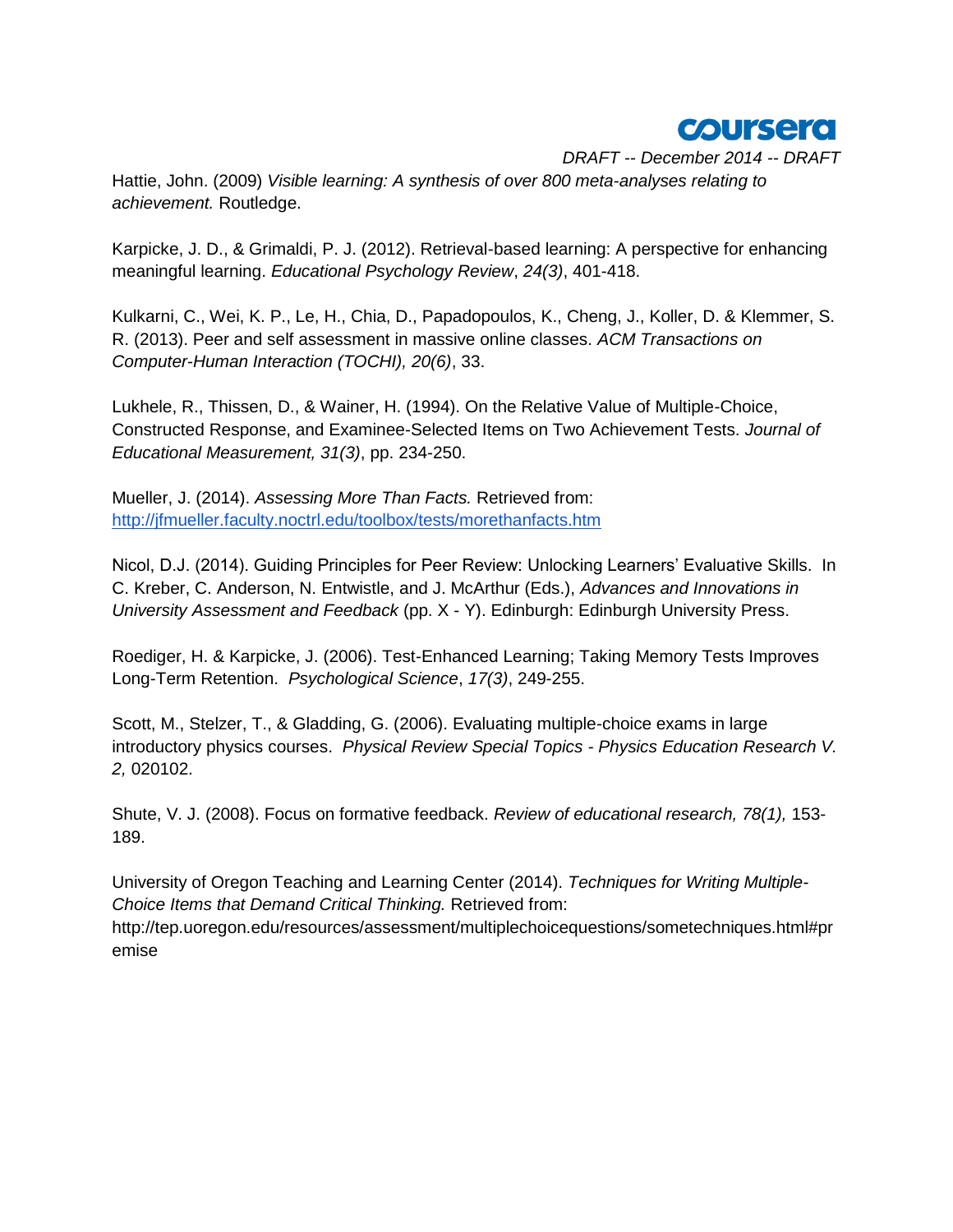Hattie, John. (2009) *Visible learning: A synthesis of over 800 meta-analyses relating to achievement.* Routledge.

Karpicke, J. D., & Grimaldi, P. J. (2012). Retrieval-based learning: A perspective for enhancing meaningful learning. *Educational Psychology Review*, *24(3)*, 401-418.

Kulkarni, C., Wei, K. P., Le, H., Chia, D., Papadopoulos, K., Cheng, J., Koller, D. & Klemmer, S. R. (2013). Peer and self assessment in massive online classes. *ACM Transactions on Computer-Human Interaction (TOCHI), 20(6)*, 33.

Lukhele, R., Thissen, D., & Wainer, H. (1994). On the Relative Value of Multiple-Choice, Constructed Response, and Examinee-Selected Items on Two Achievement Tests. *Journal of Educational Measurement, 31(3)*, pp. 234-250.

Mueller, J. (2014). *Assessing More Than Facts.* Retrieved from: http://jfmueller.faculty.noctrl.edu/toolbox/tests/morethanfacts.htm

Nicol, D.J. (2014). Guiding Principles for Peer Review: Unlocking Learners' Evaluative Skills. In C. Kreber, C. Anderson, N. Entwistle, and J. McArthur (Eds.), *Advances and Innovations in University Assessment and Feedback* (pp. X - Y). Edinburgh: Edinburgh University Press.

Roediger, H. & Karpicke, J. (2006). Test-Enhanced Learning; Taking Memory Tests Improves Long-Term Retention. *Psychological Science*, *17(3)*, 249-255.

Scott, M., Stelzer, T., & Gladding, G. (2006). Evaluating multiple-choice exams in large introductory physics courses. *Physical Review Special Topics - Physics Education Research V. 2,* 020102.

Shute, V. J. (2008). Focus on formative feedback. *Review of educational research, 78(1),* 153-189.

University of Oregon Teaching and Learning Center (2014). *Techniques for Writing Multiple-Choice Items that Demand Critical Thinking.* Retrieved from: http://tep.uoregon.edu/resources/assessment/multiplechoicequestions/sometechniques.html#premise